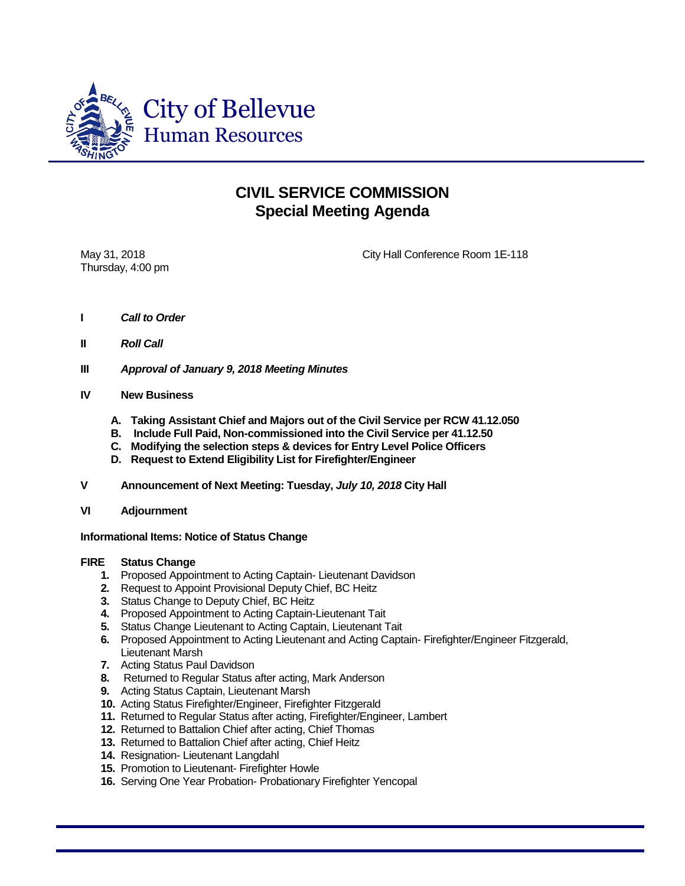City of Bellevue
Human Resources

# CIVIL SERVICE COMMISSION
## Special Meeting Agenda

May 31, 2018
Thursday, 4:00 pm

City Hall Conference Room 1E-118

**I** ***Call to Order***

**II** ***Roll Call***

**III** ***Approval of January 9, 2018 Meeting Minutes***

**IV** **New Business**

- **A. Taking Assistant Chief and Majors out of the Civil Service per RCW 41.12.050**
- **B. Include Full Paid, Non-commissioned into the Civil Service per 41.12.50**
- **C. Modifying the selection steps & devices for Entry Level Police Officers**
- **D. Request to Extend Eligibility List for Firefighter/Engineer**

**V** **Announcement of Next Meeting: Tuesday, *July 10, 2018* City Hall**

**VI** **Adjournment**

**Informational Items: Notice of Status Change**

**FIRE** **Status Change**

1. Proposed Appointment to Acting Captain- Lieutenant Davidson
2. Request to Appoint Provisional Deputy Chief, BC Heitz
3. Status Change to Deputy Chief, BC Heitz
4. Proposed Appointment to Acting Captain-Lieutenant Tait
5. Status Change Lieutenant to Acting Captain, Lieutenant Tait
6. Proposed Appointment to Acting Lieutenant and Acting Captain- Firefighter/Engineer Fitzgerald, Lieutenant Marsh
7. Acting Status Paul Davidson
8. Returned to Regular Status after acting, Mark Anderson
9. Acting Status Captain, Lieutenant Marsh
10. Acting Status Firefighter/Engineer, Firefighter Fitzgerald
11. Returned to Regular Status after acting, Firefighter/Engineer, Lambert
12. Returned to Battalion Chief after acting, Chief Thomas
13. Returned to Battalion Chief after acting, Chief Heitz
14. Resignation- Lieutenant Langdahl
15. Promotion to Lieutenant- Firefighter Howle
16. Serving One Year Probation- Probationary Firefighter Yencopal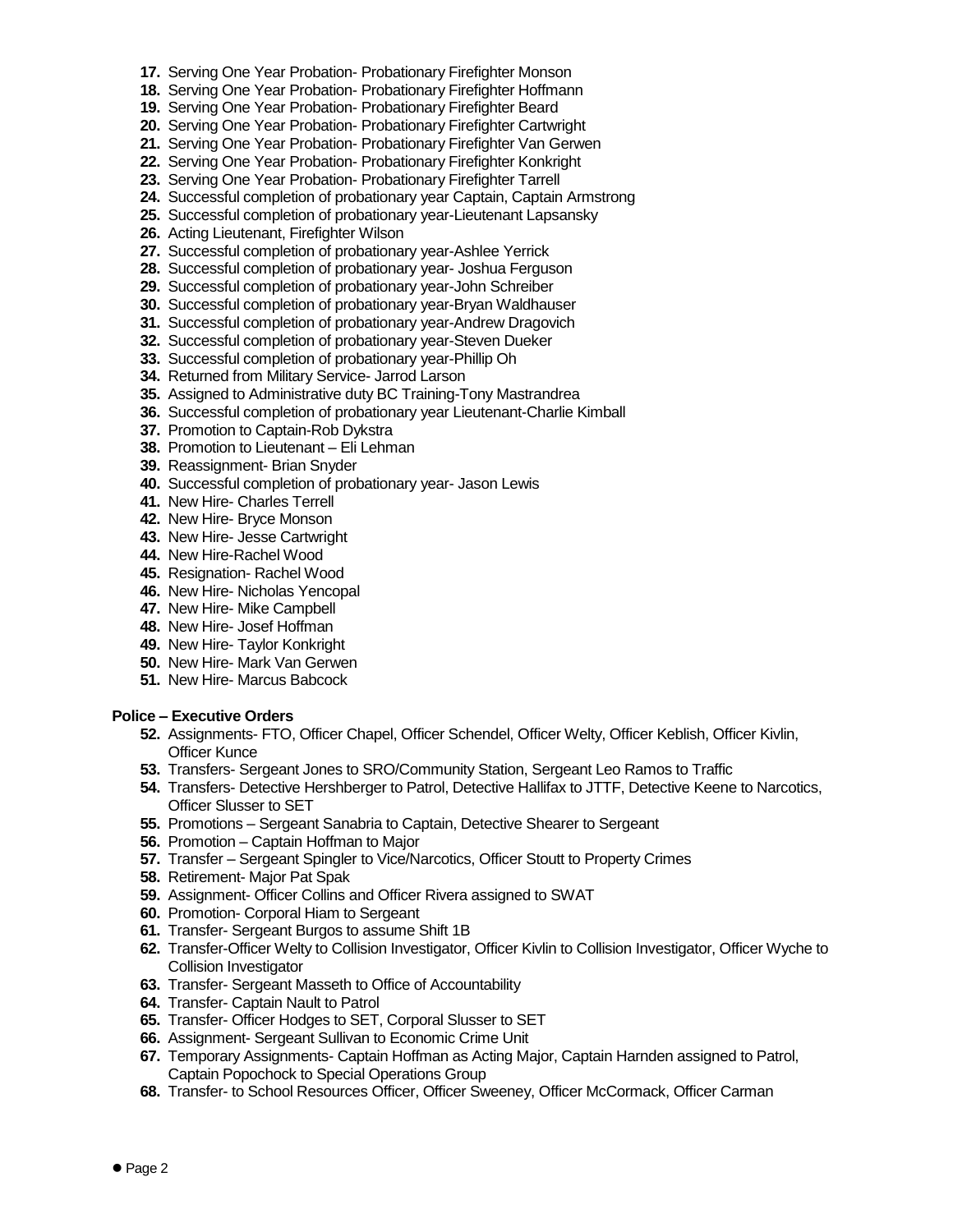17. Serving One Year Probation- Probationary Firefighter Monson
18. Serving One Year Probation- Probationary Firefighter Hoffmann
19. Serving One Year Probation- Probationary Firefighter Beard
20. Serving One Year Probation- Probationary Firefighter Cartwright
21. Serving One Year Probation- Probationary Firefighter Van Gerwen
22. Serving One Year Probation- Probationary Firefighter Konkright
23. Serving One Year Probation- Probationary Firefighter Tarrell
24. Successful completion of probationary year Captain, Captain Armstrong
25. Successful completion of probationary year-Lieutenant Lapsansky
26. Acting Lieutenant, Firefighter Wilson
27. Successful completion of probationary year-Ashlee Yerrick
28. Successful completion of probationary year- Joshua Ferguson
29. Successful completion of probationary year-John Schreiber
30. Successful completion of probationary year-Bryan Waldhauser
31. Successful completion of probationary year-Andrew Dragovich
32. Successful completion of probationary year-Steven Dueker
33. Successful completion of probationary year-Phillip Oh
34. Returned from Military Service- Jarrod Larson
35. Assigned to Administrative duty BC Training-Tony Mastrandrea
36. Successful completion of probationary year Lieutenant-Charlie Kimball
37. Promotion to Captain-Rob Dykstra
38. Promotion to Lieutenant – Eli Lehman
39. Reassignment- Brian Snyder
40. Successful completion of probationary year- Jason Lewis
41. New Hire- Charles Terrell
42. New Hire- Bryce Monson
43. New Hire- Jesse Cartwright
44. New Hire-Rachel Wood
45. Resignation- Rachel Wood
46. New Hire- Nicholas Yencopal
47. New Hire- Mike Campbell
48. New Hire- Josef Hoffman
49. New Hire- Taylor Konkright
50. New Hire- Mark Van Gerwen
51. New Hire- Marcus Babcock

**Police – Executive Orders**

52. Assignments- FTO, Officer Chapel, Officer Schendel, Officer Welty, Officer Keblish, Officer Kivlin, Officer Kunce
53. Transfers- Sergeant Jones to SRO/Community Station, Sergeant Leo Ramos to Traffic
54. Transfers- Detective Hershberger to Patrol, Detective Hallifax to JTTF, Detective Keene to Narcotics, Officer Slusser to SET
55. Promotions – Sergeant Sanabria to Captain, Detective Shearer to Sergeant
56. Promotion – Captain Hoffman to Major
57. Transfer – Sergeant Spingler to Vice/Narcotics, Officer Stoutt to Property Crimes
58. Retirement- Major Pat Spak
59. Assignment- Officer Collins and Officer Rivera assigned to SWAT
60. Promotion- Corporal Hiam to Sergeant
61. Transfer- Sergeant Burgos to assume Shift 1B
62. Transfer-Officer Welty to Collision Investigator, Officer Kivlin to Collision Investigator, Officer Wyche to Collision Investigator
63. Transfer- Sergeant Masseth to Office of Accountability
64. Transfer- Captain Nault to Patrol
65. Transfer- Officer Hodges to SET, Corporal Slusser to SET
66. Assignment- Sergeant Sullivan to Economic Crime Unit
67. Temporary Assignments- Captain Hoffman as Acting Major, Captain Harnden assigned to Patrol, Captain Popochock to Special Operations Group
68. Transfer- to School Resources Officer, Officer Sweeney, Officer McCormack, Officer Carman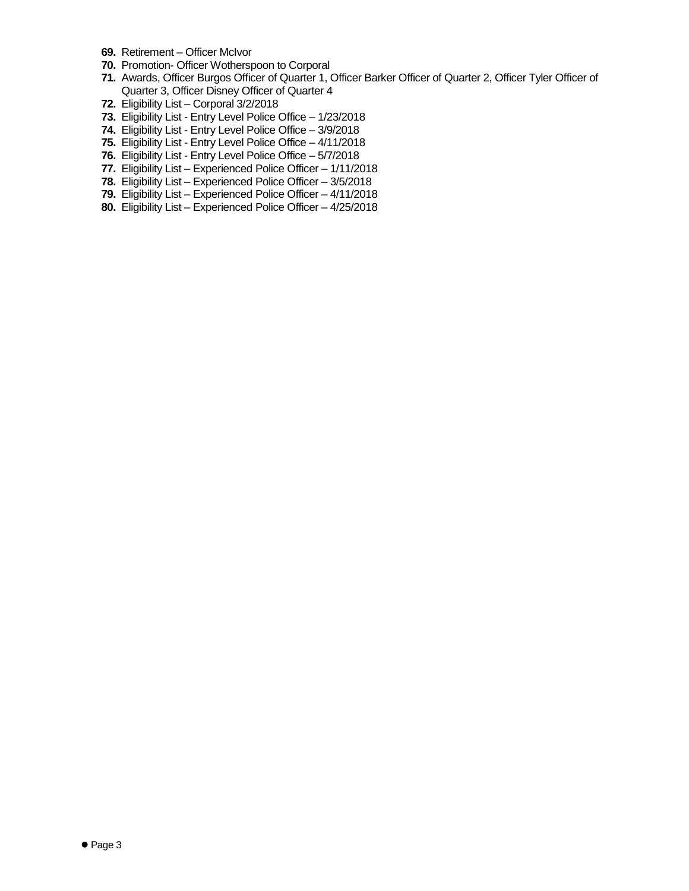69. Retirement – Officer McIvor
70. Promotion- Officer Wotherspoon to Corporal
71. Awards, Officer Burgos Officer of Quarter 1, Officer Barker Officer of Quarter 2, Officer Tyler Officer of Quarter 3, Officer Disney Officer of Quarter 4
72. Eligibility List – Corporal 3/2/2018
73. Eligibility List - Entry Level Police Office – 1/23/2018
74. Eligibility List - Entry Level Police Office – 3/9/2018
75. Eligibility List - Entry Level Police Office – 4/11/2018
76. Eligibility List - Entry Level Police Office – 5/7/2018
77. Eligibility List – Experienced Police Officer – 1/11/2018
78. Eligibility List – Experienced Police Officer – 3/5/2018
79. Eligibility List – Experienced Police Officer – 4/11/2018
80. Eligibility List – Experienced Police Officer – 4/25/2018